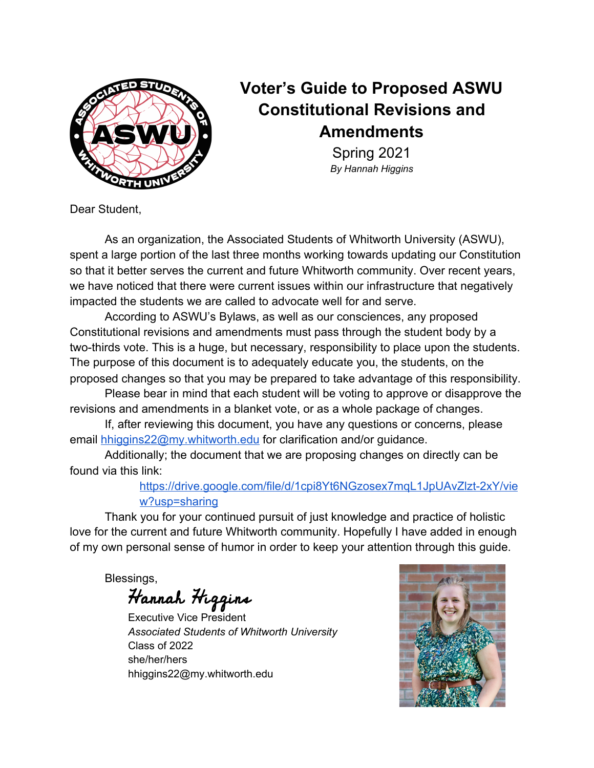# Voter's Guide to Proposed ASWU Constitutional Revisions and Amendments

Spring 2021

*By Hannah Higgins*

Dear Student,

As an organization, the Associated Students of Whitworth University (ASWU), spent a large portion of the last three months working towards updating our Constitution so that it better serves the current and future Whitworth community. Over recent years, we have noticed that there were current issues within our infrastructure that negatively impacted the students we are called to advocate well for and serve.

According to ASWU's Bylaws, as well as our consciences, any proposed Constitutional revisions and amendments must pass through the student body by a two-thirds vote. This is a huge, but necessary, responsibility to place upon the students. The purpose of this document is to adequately educate you, the students, on the proposed changes so that you may be prepared to take advantage of this responsibility.

Please bear in mind that each student will be voting to approve or disapprove the revisions and amendments in a blanket vote, or as a whole package of changes.

If, after reviewing this document, you have any questions or concerns, please email [hhiggins22@my.whitworth.edu](mailto:hhiggins22@my.whitworth.edu) for clarification and/or guidance.

Additionally; the document that we are proposing changes on directly can be found via this link:

[https://drive.google.com/file/d/1cpi8Yt6NGzosex7mqL1JpUAvZlzt-2xY/view?usp=sharing](https://drive.google.com/file/d/1cpi8Yt6NGzosex7mqL1JpUAvZlzt-2xY/view?usp=sharing)

Thank you for your continued pursuit of just knowledge and practice of holistic love for the current and future Whitworth community. Hopefully I have added in enough of my own personal sense of humor in order to keep your attention through this guide.

Blessings,

*Hannah Higgins*

Executive Vice President

*Associated Students of Whitworth University*

Class of 2022

she/her/hers

hhiggins22@my.whitworth.edu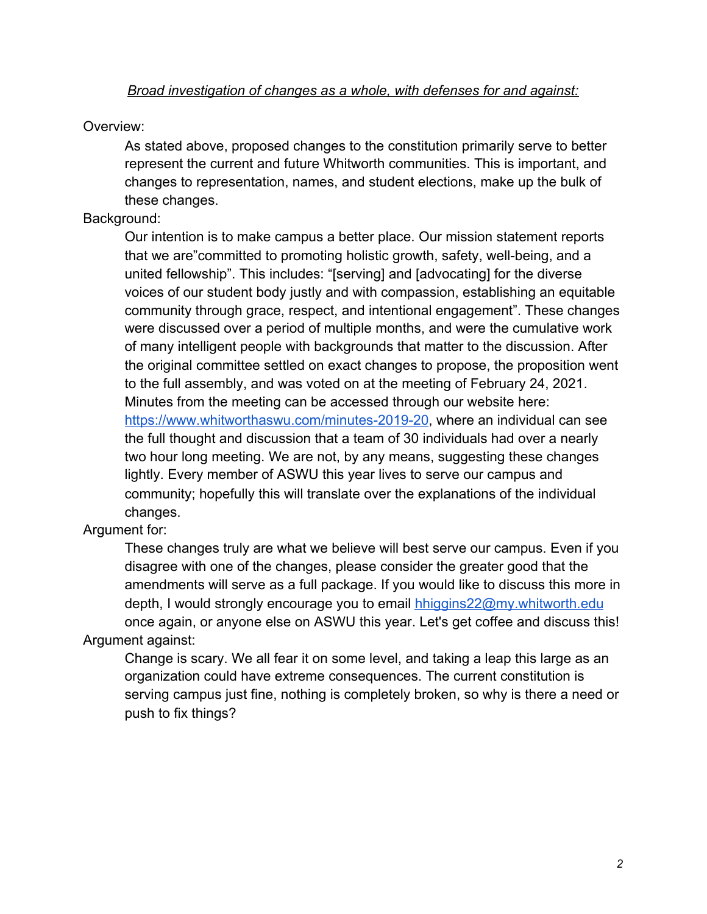*Broad investigation of changes as a whole, with defenses for and against:*

Overview:

As stated above, proposed changes to the constitution primarily serve to better represent the current and future Whitworth communities. This is important, and changes to representation, names, and student elections, make up the bulk of these changes.

Background:

Our intention is to make campus a better place. Our mission statement reports that we are"committed to promoting holistic growth, safety, well-being, and a united fellowship". This includes: "[serving] and [advocating] for the diverse voices of our student body justly and with compassion, establishing an equitable community through grace, respect, and intentional engagement". These changes were discussed over a period of multiple months, and were the cumulative work of many intelligent people with backgrounds that matter to the discussion. After the original committee settled on exact changes to propose, the proposition went to the full assembly, and was voted on at the meeting of February 24, 2021. Minutes from the meeting can be accessed through our website here: [https://www.whitworthaswu.com/minutes-2019-20](https://www.whitworthaswu.com/minutes-2019-20), where an individual can see the full thought and discussion that a team of 30 individuals had over a nearly two hour long meeting. We are not, by any means, suggesting these changes lightly. Every member of ASWU this year lives to serve our campus and community; hopefully this will translate over the explanations of the individual changes.

Argument for:

These changes truly are what we believe will best serve our campus. Even if you disagree with one of the changes, please consider the greater good that the amendments will serve as a full package. If you would like to discuss this more in depth, I would strongly encourage you to email [hhiggins22@my.whitworth.edu](mailto:hhiggins22@my.whitworth.edu) once again, or anyone else on ASWU this year. Let's get coffee and discuss this!

Argument against:

Change is scary. We all fear it on some level, and taking a leap this large as an organization could have extreme consequences. The current constitution is serving campus just fine, nothing is completely broken, so why is there a need or push to fix things?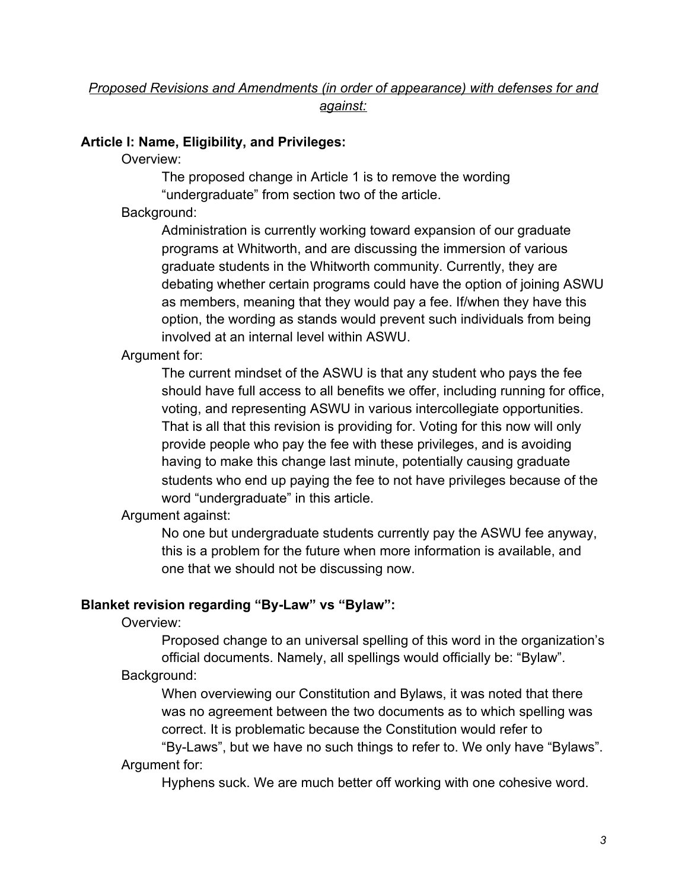*Proposed Revisions and Amendments (in order of appearance) with defenses for and against:*

**Article I: Name, Eligibility, and Privileges:**

Overview:

The proposed change in Article 1 is to remove the wording "undergraduate" from section two of the article.

Background:

Administration is currently working toward expansion of our graduate programs at Whitworth, and are discussing the immersion of various graduate students in the Whitworth community. Currently, they are debating whether certain programs could have the option of joining ASWU as members, meaning that they would pay a fee. If/when they have this option, the wording as stands would prevent such individuals from being involved at an internal level within ASWU.

Argument for:

The current mindset of the ASWU is that any student who pays the fee should have full access to all benefits we offer, including running for office, voting, and representing ASWU in various intercollegiate opportunities. That is all that this revision is providing for. Voting for this now will only provide people who pay the fee with these privileges, and is avoiding having to make this change last minute, potentially causing graduate students who end up paying the fee to not have privileges because of the word "undergraduate" in this article.

Argument against:

No one but undergraduate students currently pay the ASWU fee anyway, this is a problem for the future when more information is available, and one that we should not be discussing now.

**Blanket revision regarding "By-Law" vs "Bylaw":**

Overview:

Proposed change to an universal spelling of this word in the organization's official documents. Namely, all spellings would officially be: "Bylaw".

Background:

When overviewing our Constitution and Bylaws, it was noted that there was no agreement between the two documents as to which spelling was correct. It is problematic because the Constitution would refer to "By-Laws", but we have no such things to refer to. We only have "Bylaws".

Argument for:

Hyphens suck. We are much better off working with one cohesive word.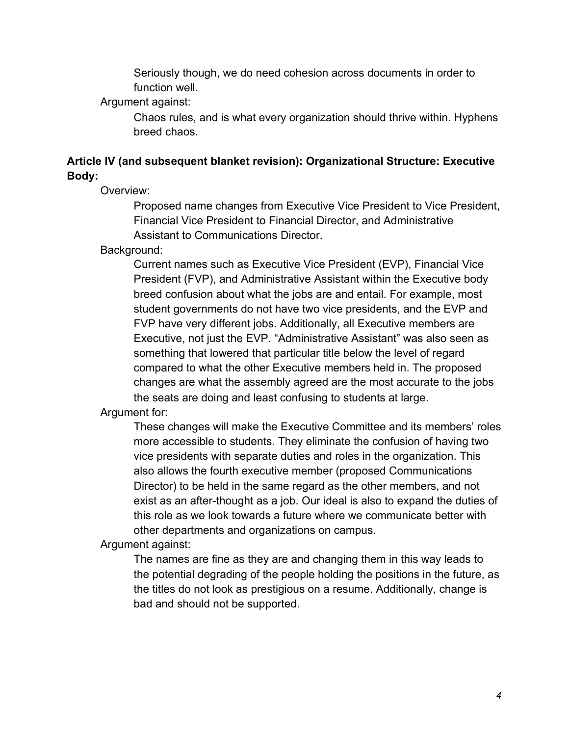Seriously though, we do need cohesion across documents in order to function well.

Argument against:

Chaos rules, and is what every organization should thrive within. Hyphens breed chaos.

**Article IV (and subsequent blanket revision): Organizational Structure: Executive Body:**

Overview:

Proposed name changes from Executive Vice President to Vice President, Financial Vice President to Financial Director, and Administrative Assistant to Communications Director.

Background:

Current names such as Executive Vice President (EVP), Financial Vice President (FVP), and Administrative Assistant within the Executive body breed confusion about what the jobs are and entail. For example, most student governments do not have two vice presidents, and the EVP and FVP have very different jobs. Additionally, all Executive members are Executive, not just the EVP. “Administrative Assistant” was also seen as something that lowered that particular title below the level of regard compared to what the other Executive members held in. The proposed changes are what the assembly agreed are the most accurate to the jobs the seats are doing and least confusing to students at large.

Argument for:

These changes will make the Executive Committee and its members’ roles more accessible to students. They eliminate the confusion of having two vice presidents with separate duties and roles in the organization. This also allows the fourth executive member (proposed Communications Director) to be held in the same regard as the other members, and not exist as an after-thought as a job. Our ideal is also to expand the duties of this role as we look towards a future where we communicate better with other departments and organizations on campus.

Argument against:

The names are fine as they are and changing them in this way leads to the potential degrading of the people holding the positions in the future, as the titles do not look as prestigious on a resume. Additionally, change is bad and should not be supported.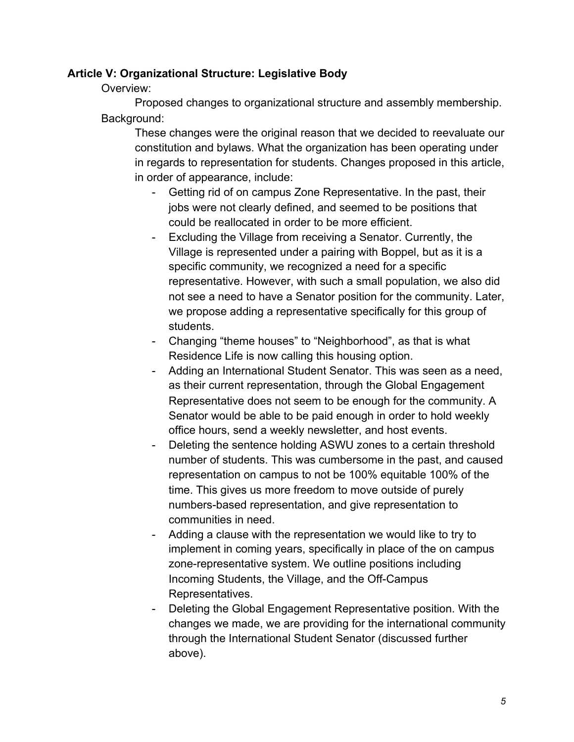**Article V: Organizational Structure: Legislative Body**

Overview:

Proposed changes to organizational structure and assembly membership.

Background:

These changes were the original reason that we decided to reevaluate our constitution and bylaws. What the organization has been operating under in regards to representation for students. Changes proposed in this article, in order of appearance, include:

- Getting rid of on campus Zone Representative. In the past, their jobs were not clearly defined, and seemed to be positions that could be reallocated in order to be more efficient.
- Excluding the Village from receiving a Senator. Currently, the Village is represented under a pairing with Boppel, but as it is a specific community, we recognized a need for a specific representative. However, with such a small population, we also did not see a need to have a Senator position for the community. Later, we propose adding a representative specifically for this group of students.
- Changing "theme houses" to "Neighborhood", as that is what Residence Life is now calling this housing option.
- Adding an International Student Senator. This was seen as a need, as their current representation, through the Global Engagement Representative does not seem to be enough for the community. A Senator would be able to be paid enough in order to hold weekly office hours, send a weekly newsletter, and host events.
- Deleting the sentence holding ASWU zones to a certain threshold number of students. This was cumbersome in the past, and caused representation on campus to not be 100% equitable 100% of the time. This gives us more freedom to move outside of purely numbers-based representation, and give representation to communities in need.
- Adding a clause with the representation we would like to try to implement in coming years, specifically in place of the on campus zone-representative system. We outline positions including Incoming Students, the Village, and the Off-Campus Representatives.
- Deleting the Global Engagement Representative position. With the changes we made, we are providing for the international community through the International Student Senator (discussed further above).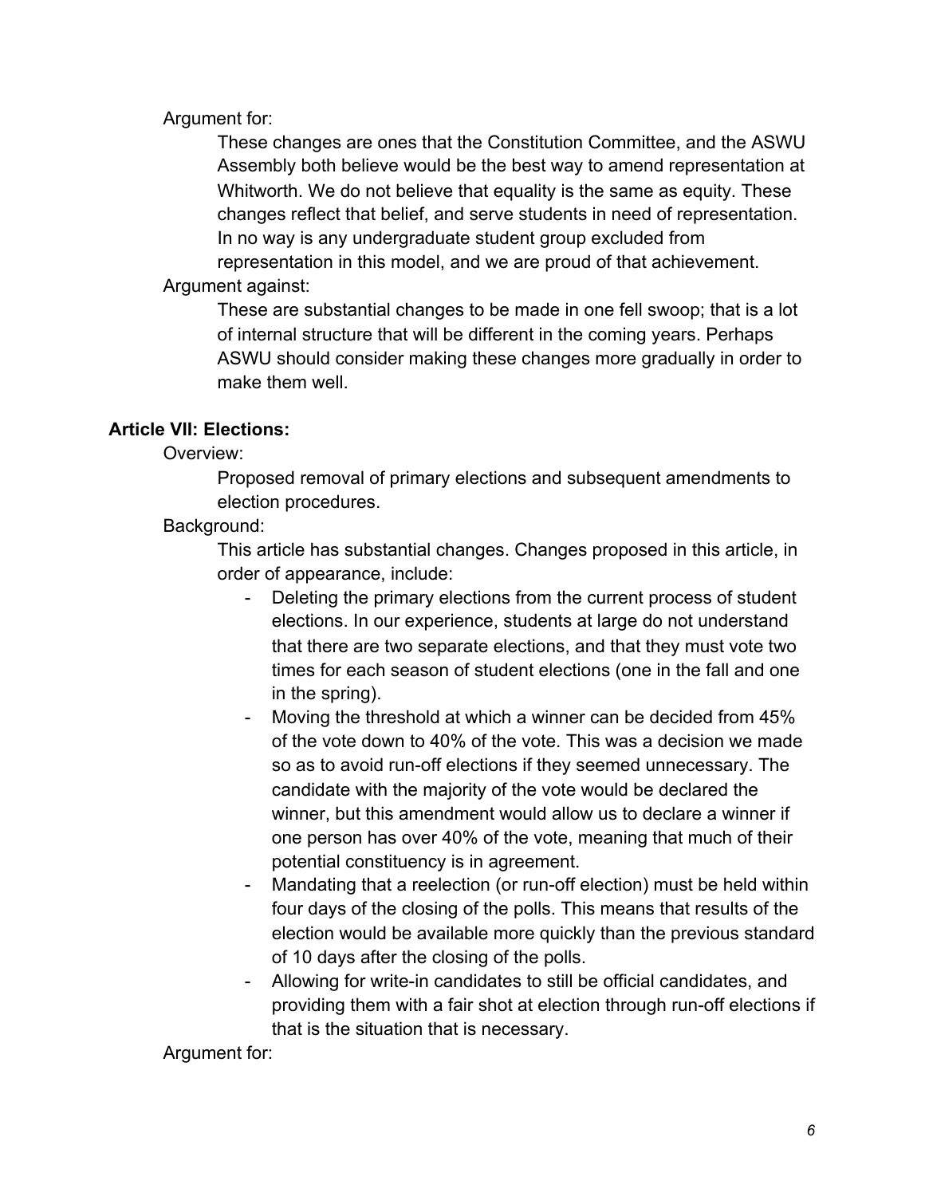Argument for:

These changes are ones that the Constitution Committee, and the ASWU Assembly both believe would be the best way to amend representation at Whitworth. We do not believe that equality is the same as equity. These changes reflect that belief, and serve students in need of representation. In no way is any undergraduate student group excluded from representation in this model, and we are proud of that achievement.

Argument against:

These are substantial changes to be made in one fell swoop; that is a lot of internal structure that will be different in the coming years. Perhaps ASWU should consider making these changes more gradually in order to make them well.

**Article VII: Elections:**

Overview:

Proposed removal of primary elections and subsequent amendments to election procedures.

Background:

This article has substantial changes. Changes proposed in this article, in order of appearance, include:

- Deleting the primary elections from the current process of student elections. In our experience, students at large do not understand that there are two separate elections, and that they must vote two times for each season of student elections (one in the fall and one in the spring).
- Moving the threshold at which a winner can be decided from 45% of the vote down to 40% of the vote. This was a decision we made so as to avoid run-off elections if they seemed unnecessary. The candidate with the majority of the vote would be declared the winner, but this amendment would allow us to declare a winner if one person has over 40% of the vote, meaning that much of their potential constituency is in agreement.
- Mandating that a reelection (or run-off election) must be held within four days of the closing of the polls. This means that results of the election would be available more quickly than the previous standard of 10 days after the closing of the polls.
- Allowing for write-in candidates to still be official candidates, and providing them with a fair shot at election through run-off elections if that is the situation that is necessary.

Argument for: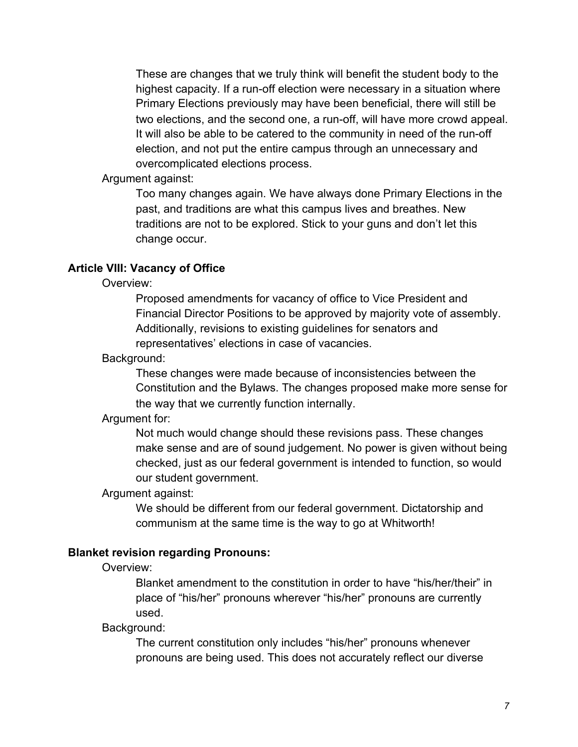These are changes that we truly think will benefit the student body to the highest capacity. If a run-off election were necessary in a situation where Primary Elections previously may have been beneficial, there will still be two elections, and the second one, a run-off, will have more crowd appeal. It will also be able to be catered to the community in need of the run-off election, and not put the entire campus through an unnecessary and overcomplicated elections process.

Argument against:

Too many changes again. We have always done Primary Elections in the past, and traditions are what this campus lives and breathes. New traditions are not to be explored. Stick to your guns and don't let this change occur.

**Article VIII: Vacancy of Office**

Overview:

Proposed amendments for vacancy of office to Vice President and Financial Director Positions to be approved by majority vote of assembly. Additionally, revisions to existing guidelines for senators and representatives' elections in case of vacancies.

Background:

These changes were made because of inconsistencies between the Constitution and the Bylaws. The changes proposed make more sense for the way that we currently function internally.

Argument for:

Not much would change should these revisions pass. These changes make sense and are of sound judgement. No power is given without being checked, just as our federal government is intended to function, so would our student government.

Argument against:

We should be different from our federal government. Dictatorship and communism at the same time is the way to go at Whitworth!

**Blanket revision regarding Pronouns:**

Overview:

Blanket amendment to the constitution in order to have "his/her/their" in place of "his/her" pronouns wherever "his/her" pronouns are currently used.

Background:

The current constitution only includes "his/her" pronouns whenever pronouns are being used. This does not accurately reflect our diverse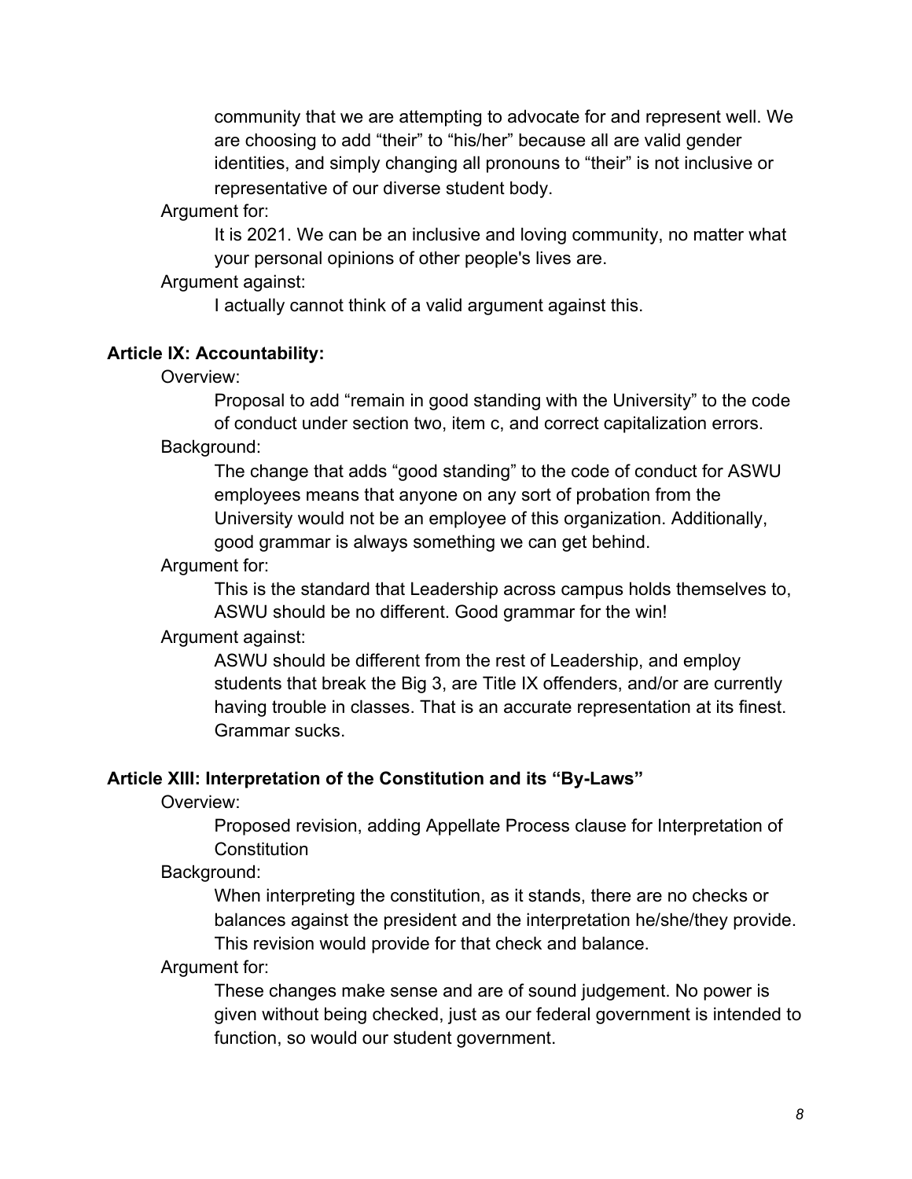community that we are attempting to advocate for and represent well. We are choosing to add “their” to “his/her” because all are valid gender identities, and simply changing all pronouns to “their” is not inclusive or representative of our diverse student body.

Argument for:

It is 2021. We can be an inclusive and loving community, no matter what your personal opinions of other people's lives are.

Argument against:

I actually cannot think of a valid argument against this.

**Article IX: Accountability:**

Overview:

Proposal to add “remain in good standing with the University” to the code of conduct under section two, item c, and correct capitalization errors.

Background:

The change that adds “good standing” to the code of conduct for ASWU employees means that anyone on any sort of probation from the University would not be an employee of this organization. Additionally, good grammar is always something we can get behind.

Argument for:

This is the standard that Leadership across campus holds themselves to, ASWU should be no different. Good grammar for the win!

Argument against:

ASWU should be different from the rest of Leadership, and employ students that break the Big 3, are Title IX offenders, and/or are currently having trouble in classes. That is an accurate representation at its finest. Grammar sucks.

**Article XIII: Interpretation of the Constitution and its “By-Laws”**

Overview:

Proposed revision, adding Appellate Process clause for Interpretation of Constitution

Background:

When interpreting the constitution, as it stands, there are no checks or balances against the president and the interpretation he/she/they provide. This revision would provide for that check and balance.

Argument for:

These changes make sense and are of sound judgement. No power is given without being checked, just as our federal government is intended to function, so would our student government.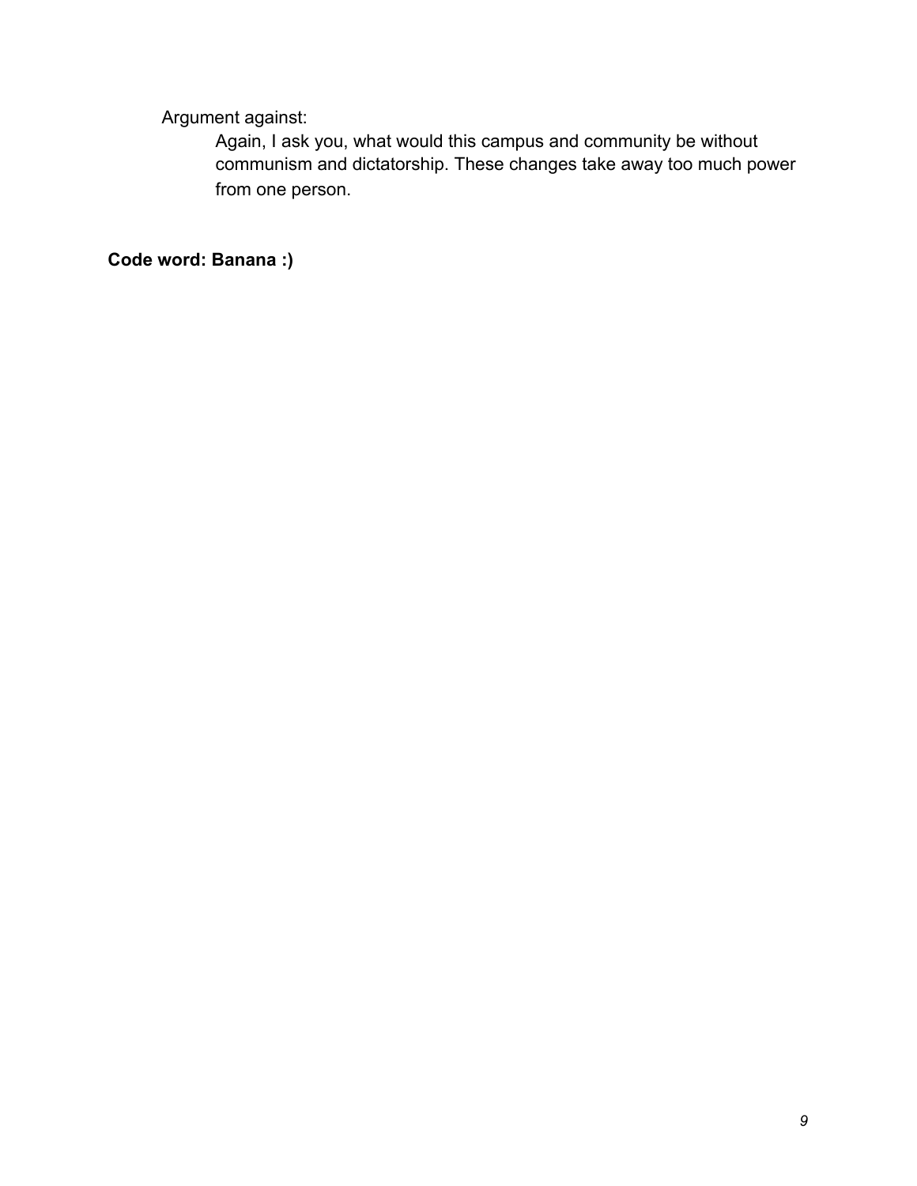Argument against:

Again, I ask you, what would this campus and community be without communism and dictatorship. These changes take away too much power from one person.

**Code word: Banana :)**